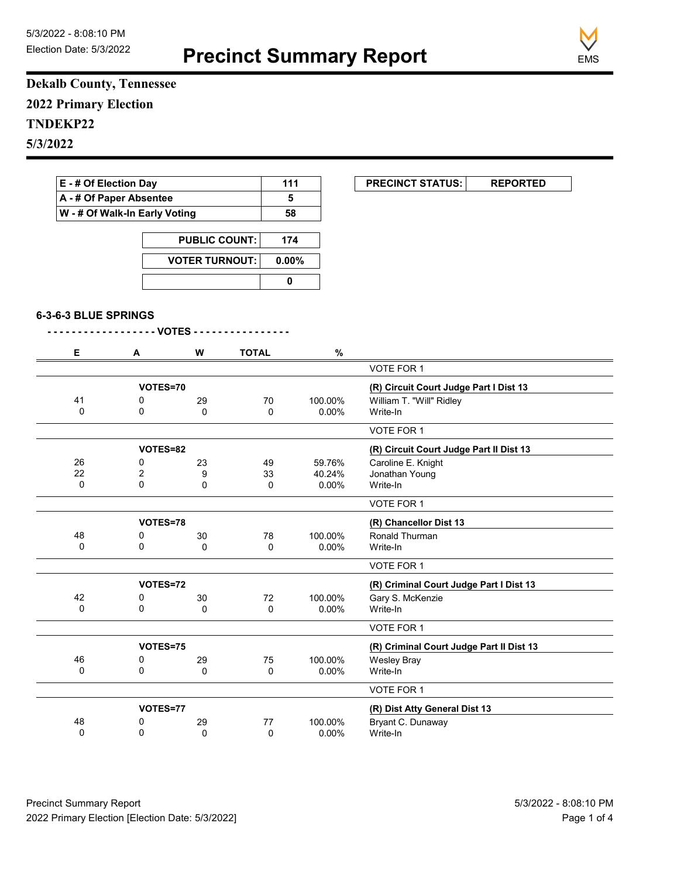5/3/2022 - 8:08:10 PM
Election Date: 5/3/2022

# Precinct Summary Report

EMS

**Dekalb County, Tennessee**
**2022 Primary Election**
**TNDEKP22**
**5/3/2022**

| E - # Of Election Day | 111 |
|---|---|
| A - # Of Paper Absentee | 5 |
| W - # Of Walk-In Early Voting | 58 |

| PUBLIC COUNT: | 174 |
|---|---|
| VOTER TURNOUT: | 0.00% |
| | 0 |

| PRECINCT STATUS: | REPORTED |
|---|---|

**6-3-6-3 BLUE SPRINGS**

- - - - - - - - - - - - - - - - - - VOTES - - - - - - - - - - - - - - - -

| E | A | W | TOTAL | % | |
|---|---|---|---|---|---|
| | | | | | VOTE FOR 1 |
| | VOTES=70 | | | | **(R) Circuit Court Judge Part I Dist 13** |
| 41 | 0 | 29 | 70 | 100.00% | William T. "Will" Ridley |
| 0 | 0 | 0 | 0 | 0.00% | Write-In |
| | | | | | VOTE FOR 1 |
| | VOTES=82 | | | | **(R) Circuit Court Judge Part II Dist 13** |
| 26 | 0 | 23 | 49 | 59.76% | Caroline E. Knight |
| 22 | 2 | 9 | 33 | 40.24% | Jonathan Young |
| 0 | 0 | 0 | 0 | 0.00% | Write-In |
| | | | | | VOTE FOR 1 |
| | VOTES=78 | | | | **(R) Chancellor Dist 13** |
| 48 | 0 | 30 | 78 | 100.00% | Ronald Thurman |
| 0 | 0 | 0 | 0 | 0.00% | Write-In |
| | | | | | VOTE FOR 1 |
| | VOTES=72 | | | | **(R) Criminal Court Judge Part I Dist 13** |
| 42 | 0 | 30 | 72 | 100.00% | Gary S. McKenzie |
| 0 | 0 | 0 | 0 | 0.00% | Write-In |
| | | | | | VOTE FOR 1 |
| | VOTES=75 | | | | **(R) Criminal Court Judge Part II Dist 13** |
| 46 | 0 | 29 | 75 | 100.00% | Wesley Bray |
| 0 | 0 | 0 | 0 | 0.00% | Write-In |
| | | | | | VOTE FOR 1 |
| | VOTES=77 | | | | **(R) Dist Atty General Dist 13** |
| 48 | 0 | 29 | 77 | 100.00% | Bryant C. Dunaway |
| 0 | 0 | 0 | 0 | 0.00% | Write-In |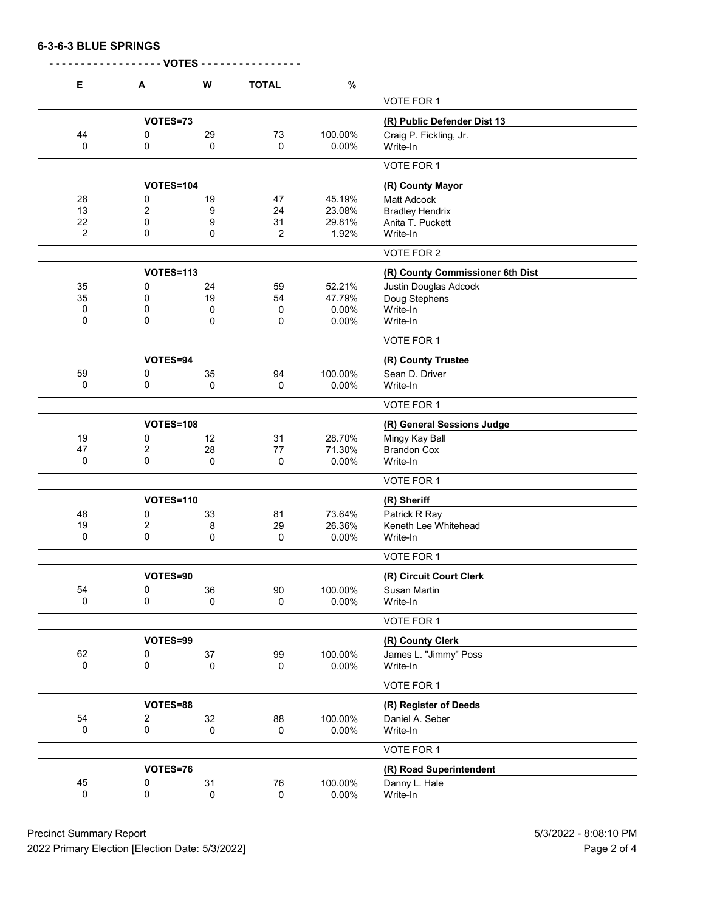## 6-3-6-3 BLUE SPRINGS

- - - - - - - - - - - - - - - - - - VOTES - - - - - - - - - - - - - - - -

| E | A | W | TOTAL | % | |
|---|---|---|---|---|---|
| | | | | | VOTE FOR 1 |
| | VOTES=73 | | | | **(R) Public Defender Dist 13** |
| 44 | 0 | 29 | 73 | 100.00% | Craig P. Fickling, Jr. |
| 0 | 0 | 0 | 0 | 0.00% | Write-In |
| | | | | | VOTE FOR 1 |
| | VOTES=104 | | | | **(R) County Mayor** |
| 28 | 0 | 19 | 47 | 45.19% | Matt Adcock |
| 13 | 2 | 9 | 24 | 23.08% | Bradley Hendrix |
| 22 | 0 | 9 | 31 | 29.81% | Anita T. Puckett |
| 2 | 0 | 0 | 2 | 1.92% | Write-In |
| | | | | | VOTE FOR 2 |
| | VOTES=113 | | | | **(R) County Commissioner 6th Dist** |
| 35 | 0 | 24 | 59 | 52.21% | Justin Douglas Adcock |
| 35 | 0 | 19 | 54 | 47.79% | Doug Stephens |
| 0 | 0 | 0 | 0 | 0.00% | Write-In |
| 0 | 0 | 0 | 0 | 0.00% | Write-In |
| | | | | | VOTE FOR 1 |
| | VOTES=94 | | | | **(R) County Trustee** |
| 59 | 0 | 35 | 94 | 100.00% | Sean D. Driver |
| 0 | 0 | 0 | 0 | 0.00% | Write-In |
| | | | | | VOTE FOR 1 |
| | VOTES=108 | | | | **(R) General Sessions Judge** |
| 19 | 0 | 12 | 31 | 28.70% | Mingy Kay Ball |
| 47 | 2 | 28 | 77 | 71.30% | Brandon Cox |
| 0 | 0 | 0 | 0 | 0.00% | Write-In |
| | | | | | VOTE FOR 1 |
| | VOTES=110 | | | | **(R) Sheriff** |
| 48 | 0 | 33 | 81 | 73.64% | Patrick R Ray |
| 19 | 2 | 8 | 29 | 26.36% | Keneth Lee Whitehead |
| 0 | 0 | 0 | 0 | 0.00% | Write-In |
| | | | | | VOTE FOR 1 |
| | VOTES=90 | | | | **(R) Circuit Court Clerk** |
| 54 | 0 | 36 | 90 | 100.00% | Susan Martin |
| 0 | 0 | 0 | 0 | 0.00% | Write-In |
| | | | | | VOTE FOR 1 |
| | VOTES=99 | | | | **(R) County Clerk** |
| 62 | 0 | 37 | 99 | 100.00% | James L. "Jimmy" Poss |
| 0 | 0 | 0 | 0 | 0.00% | Write-In |
| | | | | | VOTE FOR 1 |
| | VOTES=88 | | | | **(R) Register of Deeds** |
| 54 | 2 | 32 | 88 | 100.00% | Daniel A. Seber |
| 0 | 0 | 0 | 0 | 0.00% | Write-In |
| | | | | | VOTE FOR 1 |
| | VOTES=76 | | | | **(R) Road Superintendent** |
| 45 | 0 | 31 | 76 | 100.00% | Danny L. Hale |
| 0 | 0 | 0 | 0 | 0.00% | Write-In |

Precinct Summary Report
2022 Primary Election [Election Date: 5/3/2022]
5/3/2022 - 8:08:10 PM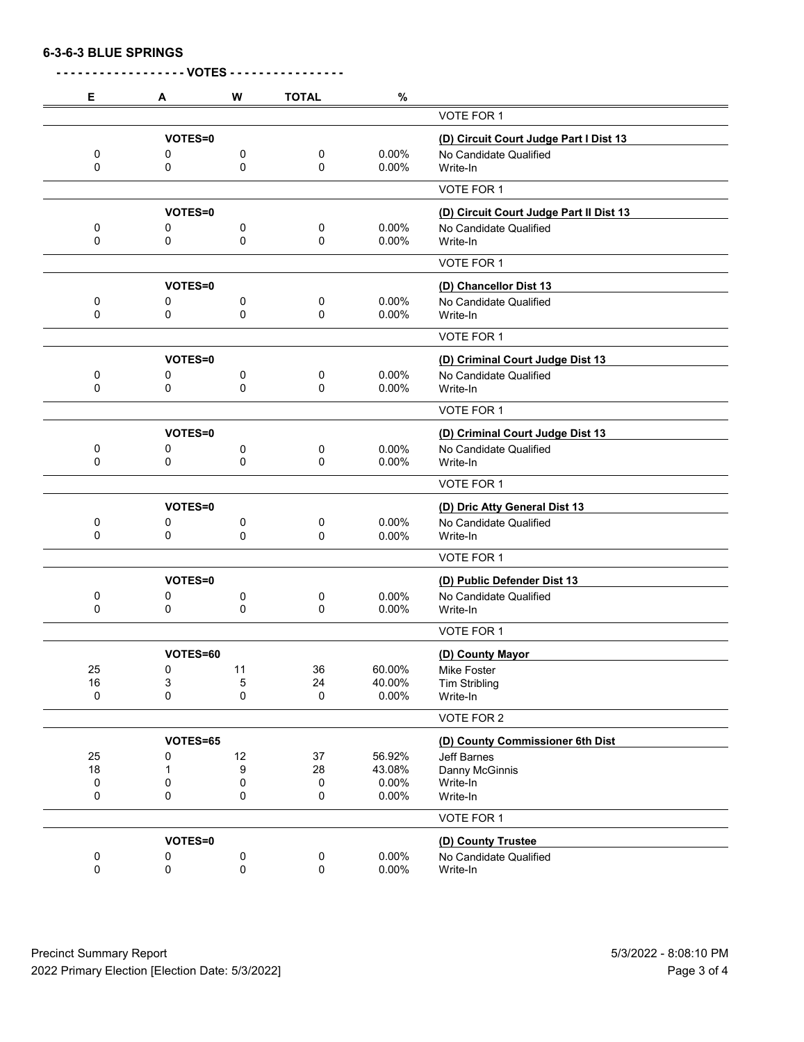**6-3-6-3 BLUE SPRINGS**

**- - - - - - - - - - - - - - - - - - VOTES - - - - - - - - - - - - - - - -**

| E | A | W | TOTAL | % | |
|---|---|---|---|---|---|
| | | | | | VOTE FOR 1 |
| | VOTES=0 | | | | **(D) Circuit Court Judge Part I Dist 13** |
| 0 | 0 | 0 | 0 | 0.00% | No Candidate Qualified |
| 0 | 0 | 0 | 0 | 0.00% | Write-In |
| | | | | | VOTE FOR 1 |
| | VOTES=0 | | | | **(D) Circuit Court Judge Part II Dist 13** |
| 0 | 0 | 0 | 0 | 0.00% | No Candidate Qualified |
| 0 | 0 | 0 | 0 | 0.00% | Write-In |
| | | | | | VOTE FOR 1 |
| | VOTES=0 | | | | **(D) Chancellor Dist 13** |
| 0 | 0 | 0 | 0 | 0.00% | No Candidate Qualified |
| 0 | 0 | 0 | 0 | 0.00% | Write-In |
| | | | | | VOTE FOR 1 |
| | VOTES=0 | | | | **(D) Criminal Court Judge Dist 13** |
| 0 | 0 | 0 | 0 | 0.00% | No Candidate Qualified |
| 0 | 0 | 0 | 0 | 0.00% | Write-In |
| | | | | | VOTE FOR 1 |
| | VOTES=0 | | | | **(D) Criminal Court Judge Dist 13** |
| 0 | 0 | 0 | 0 | 0.00% | No Candidate Qualified |
| 0 | 0 | 0 | 0 | 0.00% | Write-In |
| | | | | | VOTE FOR 1 |
| | VOTES=0 | | | | **(D) Dric Atty General Dist 13** |
| 0 | 0 | 0 | 0 | 0.00% | No Candidate Qualified |
| 0 | 0 | 0 | 0 | 0.00% | Write-In |
| | | | | | VOTE FOR 1 |
| | VOTES=0 | | | | **(D) Public Defender Dist 13** |
| 0 | 0 | 0 | 0 | 0.00% | No Candidate Qualified |
| 0 | 0 | 0 | 0 | 0.00% | Write-In |
| | | | | | VOTE FOR 1 |
| | VOTES=60 | | | | **(D) County Mayor** |
| 25 | 0 | 11 | 36 | 60.00% | Mike Foster |
| 16 | 3 | 5 | 24 | 40.00% | Tim Stribling |
| 0 | 0 | 0 | 0 | 0.00% | Write-In |
| | | | | | VOTE FOR 2 |
| | VOTES=65 | | | | **(D) County Commissioner 6th Dist** |
| 25 | 0 | 12 | 37 | 56.92% | Jeff Barnes |
| 18 | 1 | 9 | 28 | 43.08% | Danny McGinnis |
| 0 | 0 | 0 | 0 | 0.00% | Write-In |
| 0 | 0 | 0 | 0 | 0.00% | Write-In |
| | | | | | VOTE FOR 1 |
| | VOTES=0 | | | | **(D) County Trustee** |
| 0 | 0 | 0 | 0 | 0.00% | No Candidate Qualified |
| 0 | 0 | 0 | 0 | 0.00% | Write-In |

Precinct Summary Report
2022 Primary Election [Election Date: 5/3/2022]

5/3/2022 - 8:08:10 PM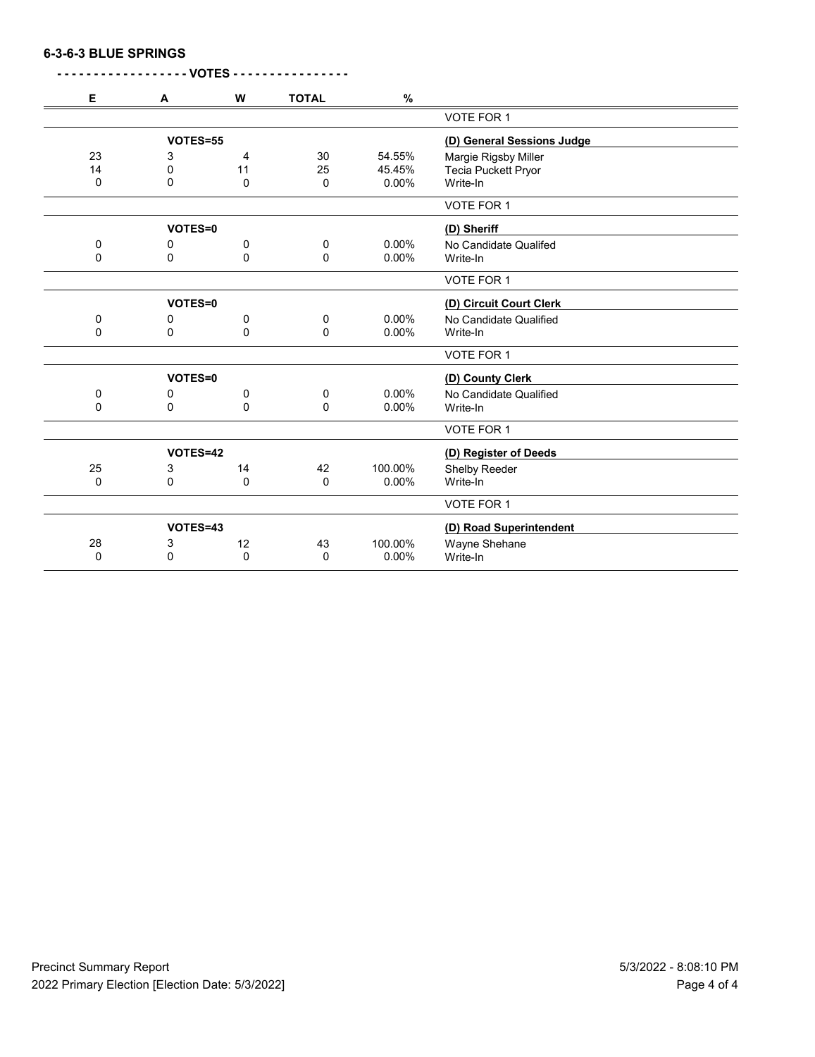## 6-3-6-3 BLUE SPRINGS

\- - - - - - - - - - - - - - - - - - VOTES - - - - - - - - - - - - - - - -

| E | A | W | TOTAL | % | |
|---|---|---|---|---|---|
| | | | | | VOTE FOR 1 |
| | VOTES=55 | | | | **(D) General Sessions Judge** |
| 23 | 3 | 4 | 30 | 54.55% | Margie Rigsby Miller |
| 14 | 0 | 11 | 25 | 45.45% | Tecia Puckett Pryor |
| 0 | 0 | 0 | 0 | 0.00% | Write-In |
| | | | | | VOTE FOR 1 |
| | VOTES=0 | | | | **(D) Sheriff** |
| 0 | 0 | 0 | 0 | 0.00% | No Candidate Qualifed |
| 0 | 0 | 0 | 0 | 0.00% | Write-In |
| | | | | | VOTE FOR 1 |
| | VOTES=0 | | | | **(D) Circuit Court Clerk** |
| 0 | 0 | 0 | 0 | 0.00% | No Candidate Qualified |
| 0 | 0 | 0 | 0 | 0.00% | Write-In |
| | | | | | VOTE FOR 1 |
| | VOTES=0 | | | | **(D) County Clerk** |
| 0 | 0 | 0 | 0 | 0.00% | No Candidate Qualified |
| 0 | 0 | 0 | 0 | 0.00% | Write-In |
| | | | | | VOTE FOR 1 |
| | VOTES=42 | | | | **(D) Register of Deeds** |
| 25 | 3 | 14 | 42 | 100.00% | Shelby Reeder |
| 0 | 0 | 0 | 0 | 0.00% | Write-In |
| | | | | | VOTE FOR 1 |
| | VOTES=43 | | | | **(D) Road Superintendent** |
| 28 | 3 | 12 | 43 | 100.00% | Wayne Shehane |
| 0 | 0 | 0 | 0 | 0.00% | Write-In |

Precinct Summary Report
2022 Primary Election [Election Date: 5/3/2022]

5/3/2022 - 8:08:10 PM